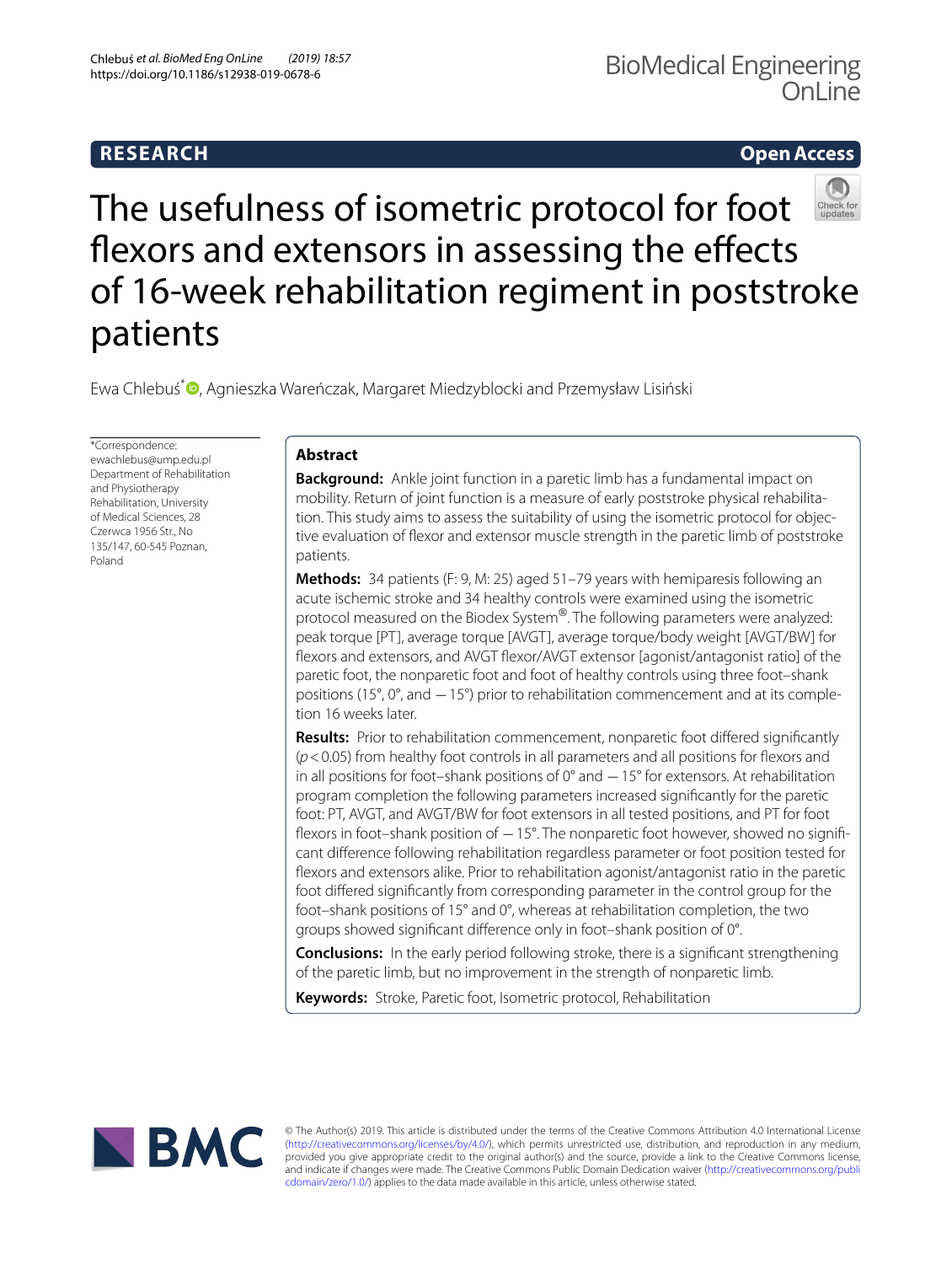RESEARCH

Open Access

# The usefulness of isometric protocol for foot flexors and extensors in assessing the effects of 16-week rehabilitation regiment in poststroke patients

Ewa Chlebuś*, Agnieszka Wareńczak, Margaret Miedzyblocki and Przemysław Lisiński

*Correspondence: ewachlebus@ump.edu.pl
Department of Rehabilitation and Physiotherapy Rehabilitation, University of Medical Sciences, 28 Czerwca 1956 Str., No 135/147, 60-545 Poznan, Poland

## Abstract

**Background:** Ankle joint function in a paretic limb has a fundamental impact on mobility. Return of joint function is a measure of early poststroke physical rehabilitation. This study aims to assess the suitability of using the isometric protocol for objective evaluation of flexor and extensor muscle strength in the paretic limb of poststroke patients.

**Methods:** 34 patients (F: 9, M: 25) aged 51–79 years with hemiparesis following an acute ischemic stroke and 34 healthy controls were examined using the isometric protocol measured on the Biodex System®. The following parameters were analyzed: peak torque [PT], average torque [AVGT], average torque/body weight [AVGT/BW] for flexors and extensors, and AVGT flexor/AVGT extensor [agonist/antagonist ratio] of the paretic foot, the nonparetic foot and foot of healthy controls using three foot–shank positions (15°, 0°, and − 15°) prior to rehabilitation commencement and at its completion 16 weeks later.

**Results:** Prior to rehabilitation commencement, nonparetic foot differed significantly ($p < 0.05$) from healthy foot controls in all parameters and all positions for flexors and in all positions for foot–shank positions of 0° and − 15° for extensors. At rehabilitation program completion the following parameters increased significantly for the paretic foot: PT, AVGT, and AVGT/BW for foot extensors in all tested positions, and PT for foot flexors in foot–shank position of − 15°. The nonparetic foot however, showed no significant difference following rehabilitation regardless parameter or foot position tested for flexors and extensors alike. Prior to rehabilitation agonist/antagonist ratio in the paretic foot differed significantly from corresponding parameter in the control group for the foot–shank positions of 15° and 0°, whereas at rehabilitation completion, the two groups showed significant difference only in foot–shank position of 0°.

**Conclusions:** In the early period following stroke, there is a significant strengthening of the paretic limb, but no improvement in the strength of nonparetic limb.

**Keywords:** Stroke, Paretic foot, Isometric protocol, Rehabilitation

© The Author(s) 2019. This article is distributed under the terms of the Creative Commons Attribution 4.0 International License (http://creativecommons.org/licenses/by/4.0/), which permits unrestricted use, distribution, and reproduction in any medium, provided you give appropriate credit to the original author(s) and the source, provide a link to the Creative Commons license, and indicate if changes were made. The Creative Commons Public Domain Dedication waiver (http://creativecommons.org/publicdomain/zero/1.0/) applies to the data made available in this article, unless otherwise stated.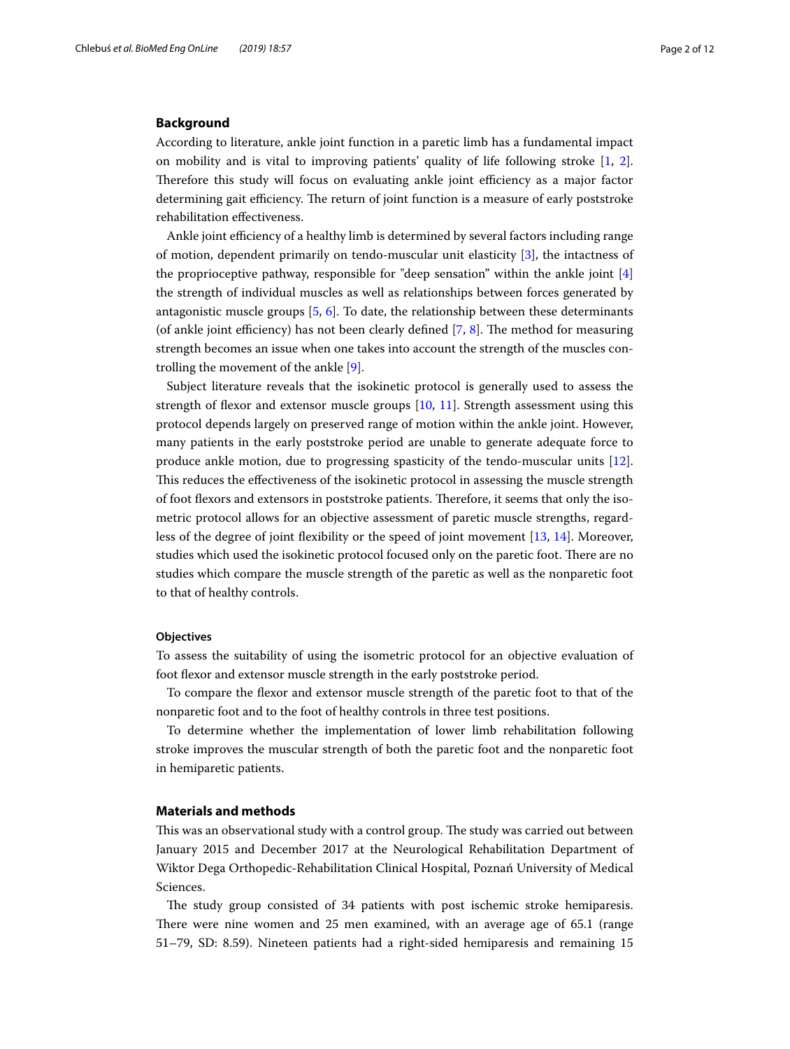## Background

According to literature, ankle joint function in a paretic limb has a fundamental impact on mobility and is vital to improving patients' quality of life following stroke [1, 2]. Therefore this study will focus on evaluating ankle joint efficiency as a major factor determining gait efficiency. The return of joint function is a measure of early poststroke rehabilitation effectiveness.

Ankle joint efficiency of a healthy limb is determined by several factors including range of motion, dependent primarily on tendo-muscular unit elasticity [3], the intactness of the proprioceptive pathway, responsible for "deep sensation" within the ankle joint [4] the strength of individual muscles as well as relationships between forces generated by antagonistic muscle groups [5, 6]. To date, the relationship between these determinants (of ankle joint efficiency) has not been clearly defined [7, 8]. The method for measuring strength becomes an issue when one takes into account the strength of the muscles controlling the movement of the ankle [9].

Subject literature reveals that the isokinetic protocol is generally used to assess the strength of flexor and extensor muscle groups [10, 11]. Strength assessment using this protocol depends largely on preserved range of motion within the ankle joint. However, many patients in the early poststroke period are unable to generate adequate force to produce ankle motion, due to progressing spasticity of the tendo-muscular units [12]. This reduces the effectiveness of the isokinetic protocol in assessing the muscle strength of foot flexors and extensors in poststroke patients. Therefore, it seems that only the isometric protocol allows for an objective assessment of paretic muscle strengths, regardless of the degree of joint flexibility or the speed of joint movement [13, 14]. Moreover, studies which used the isokinetic protocol focused only on the paretic foot. There are no studies which compare the muscle strength of the paretic as well as the nonparetic foot to that of healthy controls.

### Objectives

To assess the suitability of using the isometric protocol for an objective evaluation of foot flexor and extensor muscle strength in the early poststroke period.

To compare the flexor and extensor muscle strength of the paretic foot to that of the nonparetic foot and to the foot of healthy controls in three test positions.

To determine whether the implementation of lower limb rehabilitation following stroke improves the muscular strength of both the paretic foot and the nonparetic foot in hemiparetic patients.

## Materials and methods

This was an observational study with a control group. The study was carried out between January 2015 and December 2017 at the Neurological Rehabilitation Department of Wiktor Dega Orthopedic-Rehabilitation Clinical Hospital, Poznań University of Medical Sciences.

The study group consisted of 34 patients with post ischemic stroke hemiparesis. There were nine women and 25 men examined, with an average age of 65.1 (range 51–79, SD: 8.59). Nineteen patients had a right-sided hemiparesis and remaining 15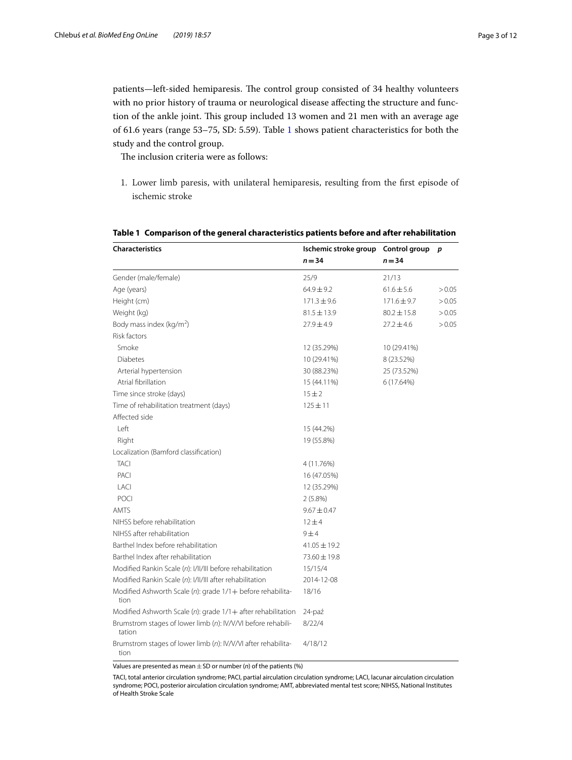patients—left-sided hemiparesis. The control group consisted of 34 healthy volunteers with no prior history of trauma or neurological disease affecting the structure and function of the ankle joint. This group included 13 women and 21 men with an average age of 61.6 years (range 53–75, SD: 5.59). Table 1 shows patient characteristics for both the study and the control group.

The inclusion criteria were as follows:

1. Lower limb paresis, with unilateral hemiparesis, resulting from the first episode of ischemic stroke

**Table 1 Comparison of the general characteristics patients before and after rehabilitation**

| Characteristics | Ischemic stroke group $n = 34$ | Control group $n = 34$ | $p$ |
|---|---|---|---|
| Gender (male/female) | 25/9 | 21/13 | |
| Age (years) | 64.9 ± 9.2 | 61.6 ± 5.6 | > 0.05 |
| Height (cm) | 171.3 ± 9.6 | 171.6 ± 9.7 | > 0.05 |
| Weight (kg) | 81.5 ± 13.9 | 80.2 ± 15.8 | > 0.05 |
| Body mass index (kg/m$^2$) | 27.9 ± 4.9 | 27.2 ± 4.6 | > 0.05 |
| Risk factors | | | |
| Smoke | 12 (35.29%) | 10 (29.41%) | |
| Diabetes | 10 (29.41%) | 8 (23.52%) | |
| Arterial hypertension | 30 (88.23%) | 25 (73.52%) | |
| Atrial fibrillation | 15 (44.11%) | 6 (17.64%) | |
| Time since stroke (days) | 15 ± 2 | | |
| Time of rehabilitation treatment (days) | 125 ± 11 | | |
| Affected side | | | |
| Left | 15 (44.2%) | | |
| Right | 19 (55.8%) | | |
| Localization (Bamford classification) | | | |
| TACI | 4 (11.76%) | | |
| PACI | 16 (47.05%) | | |
| LACI | 12 (35.29%) | | |
| POCI | 2 (5.8%) | | |
| AMTS | 9.67 ± 0.47 | | |
| NIHSS before rehabilitation | 12 ± 4 | | |
| NIHSS after rehabilitation | 9 ± 4 | | |
| Barthel Index before rehabilitation | 41.05 ± 19.2 | | |
| Barthel Index after rehabilitation | 73.60 ± 19.8 | | |
| Modified Rankin Scale (*n*): I/II/III before rehabilitation | 15/15/4 | | |
| Modified Rankin Scale (*n*): I/II/III after rehabilitation | 2014-12-08 | | |
| Modified Ashworth Scale (*n*): grade 1/1+ before rehabilitation | 18/16 | | |
| Modified Ashworth Scale (*n*): grade 1/1+ after rehabilitation | 24-paź | | |
| Brumstrom stages of lower limb (*n*): IV/V/VI before rehabilitation | 8/22/4 | | |
| Brumstrom stages of lower limb (*n*): IV/V/VI after rehabilitation | 4/18/12 | | |

Values are presented as mean ± SD or number (*n*) of the patients (%)

TACI, total anterior circulation syndrome; PACI, partial airculation circulation syndrome; LACI, lacunar airculation circulation syndrome; POCI, posterior airculation circulation syndrome; AMT, abbreviated mental test score; NIHSS, National Institutes of Health Stroke Scale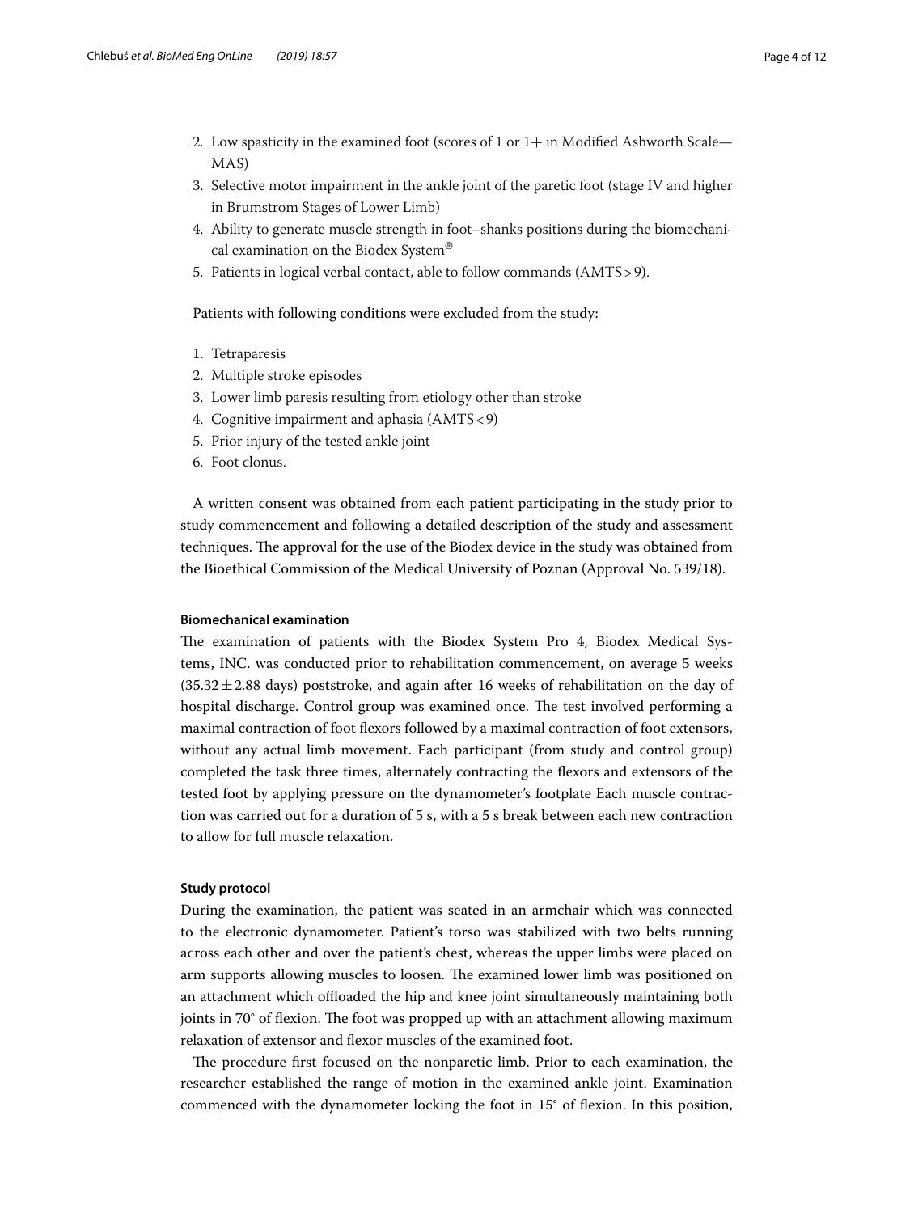2. Low spasticity in the examined foot (scores of 1 or 1+ in Modified Ashworth Scale—MAS)
3. Selective motor impairment in the ankle joint of the paretic foot (stage IV and higher in Brumstrom Stages of Lower Limb)
4. Ability to generate muscle strength in foot–shanks positions during the biomechanical examination on the Biodex System®
5. Patients in logical verbal contact, able to follow commands (AMTS > 9).

Patients with following conditions were excluded from the study:

1. Tetraparesis
2. Multiple stroke episodes
3. Lower limb paresis resulting from etiology other than stroke
4. Cognitive impairment and aphasia (AMTS < 9)
5. Prior injury of the tested ankle joint
6. Foot clonus.

A written consent was obtained from each patient participating in the study prior to study commencement and following a detailed description of the study and assessment techniques. The approval for the use of the Biodex device in the study was obtained from the Bioethical Commission of the Medical University of Poznan (Approval No. 539/18).

#### Biomechanical examination

The examination of patients with the Biodex System Pro 4, Biodex Medical Systems, INC. was conducted prior to rehabilitation commencement, on average 5 weeks ($35.32 \pm 2.88$ days) poststroke, and again after 16 weeks of rehabilitation on the day of hospital discharge. Control group was examined once. The test involved performing a maximal contraction of foot flexors followed by a maximal contraction of foot extensors, without any actual limb movement. Each participant (from study and control group) completed the task three times, alternately contracting the flexors and extensors of the tested foot by applying pressure on the dynamometer's footplate Each muscle contraction was carried out for a duration of 5 s, with a 5 s break between each new contraction to allow for full muscle relaxation.

#### Study protocol

During the examination, the patient was seated in an armchair which was connected to the electronic dynamometer. Patient's torso was stabilized with two belts running across each other and over the patient's chest, whereas the upper limbs were placed on arm supports allowing muscles to loosen. The examined lower limb was positioned on an attachment which offloaded the hip and knee joint simultaneously maintaining both joints in 70° of flexion. The foot was propped up with an attachment allowing maximum relaxation of extensor and flexor muscles of the examined foot.

The procedure first focused on the nonparetic limb. Prior to each examination, the researcher established the range of motion in the examined ankle joint. Examination commenced with the dynamometer locking the foot in 15° of flexion. In this position,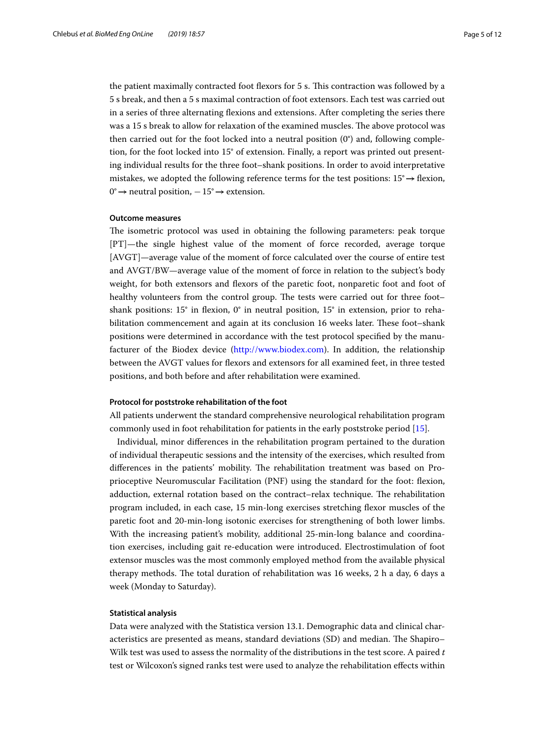the patient maximally contracted foot flexors for 5 s. This contraction was followed by a 5 s break, and then a 5 s maximal contraction of foot extensors. Each test was carried out in a series of three alternating flexions and extensions. After completing the series there was a 15 s break to allow for relaxation of the examined muscles. The above protocol was then carried out for the foot locked into a neutral position (0°) and, following completion, for the foot locked into 15° of extension. Finally, a report was printed out presenting individual results for the three foot–shank positions. In order to avoid interpretative mistakes, we adopted the following reference terms for the test positions: 15° → flexion, 0° → neutral position, − 15° → extension.

#### Outcome measures

The isometric protocol was used in obtaining the following parameters: peak torque [PT]—the single highest value of the moment of force recorded, average torque [AVGT]—average value of the moment of force calculated over the course of entire test and AVGT/BW—average value of the moment of force in relation to the subject's body weight, for both extensors and flexors of the paretic foot, nonparetic foot and foot of healthy volunteers from the control group. The tests were carried out for three foot–shank positions: 15° in flexion, 0° in neutral position, 15° in extension, prior to rehabilitation commencement and again at its conclusion 16 weeks later. These foot–shank positions were determined in accordance with the test protocol specified by the manufacturer of the Biodex device (http://www.biodex.com). In addition, the relationship between the AVGT values for flexors and extensors for all examined feet, in three tested positions, and both before and after rehabilitation were examined.

#### Protocol for poststroke rehabilitation of the foot

All patients underwent the standard comprehensive neurological rehabilitation program commonly used in foot rehabilitation for patients in the early poststroke period [15].

Individual, minor differences in the rehabilitation program pertained to the duration of individual therapeutic sessions and the intensity of the exercises, which resulted from differences in the patients' mobility. The rehabilitation treatment was based on Proprioceptive Neuromuscular Facilitation (PNF) using the standard for the foot: flexion, adduction, external rotation based on the contract–relax technique. The rehabilitation program included, in each case, 15 min-long exercises stretching flexor muscles of the paretic foot and 20-min-long isotonic exercises for strengthening of both lower limbs. With the increasing patient's mobility, additional 25-min-long balance and coordination exercises, including gait re-education were introduced. Electrostimulation of foot extensor muscles was the most commonly employed method from the available physical therapy methods. The total duration of rehabilitation was 16 weeks, 2 h a day, 6 days a week (Monday to Saturday).

#### Statistical analysis

Data were analyzed with the Statistica version 13.1. Demographic data and clinical characteristics are presented as means, standard deviations (SD) and median. The Shapiro–Wilk test was used to assess the normality of the distributions in the test score. A paired *t* test or Wilcoxon's signed ranks test were used to analyze the rehabilitation effects within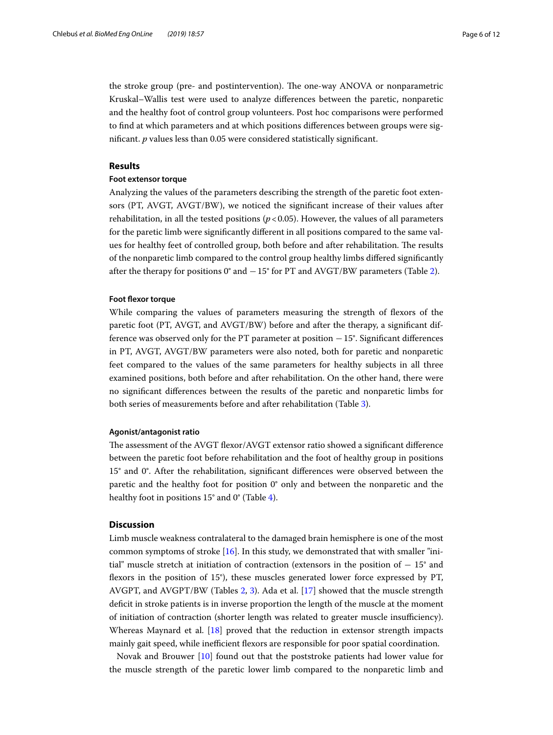the stroke group (pre- and postintervention). The one-way ANOVA or nonparametric Kruskal–Wallis test were used to analyze differences between the paretic, nonparetic and the healthy foot of control group volunteers. Post hoc comparisons were performed to find at which parameters and at which positions differences between groups were significant. *p* values less than 0.05 were considered statistically significant.

## Results

### Foot extensor torque

Analyzing the values of the parameters describing the strength of the paretic foot extensors (PT, AVGT, AVGT/BW), we noticed the significant increase of their values after rehabilitation, in all the tested positions ($p < 0.05$). However, the values of all parameters for the paretic limb were significantly different in all positions compared to the same values for healthy feet of controlled group, both before and after rehabilitation. The results of the nonparetic limb compared to the control group healthy limbs differed significantly after the therapy for positions 0° and − 15° for PT and AVGT/BW parameters (Table 2).

### Foot flexor torque

While comparing the values of parameters measuring the strength of flexors of the paretic foot (PT, AVGT, and AVGT/BW) before and after the therapy, a significant difference was observed only for the PT parameter at position − 15°. Significant differences in PT, AVGT, AVGT/BW parameters were also noted, both for paretic and nonparetic feet compared to the values of the same parameters for healthy subjects in all three examined positions, both before and after rehabilitation. On the other hand, there were no significant differences between the results of the paretic and nonparetic limbs for both series of measurements before and after rehabilitation (Table 3).

### Agonist/antagonist ratio

The assessment of the AVGT flexor/AVGT extensor ratio showed a significant difference between the paretic foot before rehabilitation and the foot of healthy group in positions 15° and 0°. After the rehabilitation, significant differences were observed between the paretic and the healthy foot for position 0° only and between the nonparetic and the healthy foot in positions 15° and 0° (Table 4).

## Discussion

Limb muscle weakness contralateral to the damaged brain hemisphere is one of the most common symptoms of stroke [16]. In this study, we demonstrated that with smaller "initial" muscle stretch at initiation of contraction (extensors in the position of − 15° and flexors in the position of 15°), these muscles generated lower force expressed by PT, AVGPT, and AVGPT/BW (Tables 2, 3). Ada et al. [17] showed that the muscle strength deficit in stroke patients is in inverse proportion the length of the muscle at the moment of initiation of contraction (shorter length was related to greater muscle insufficiency). Whereas Maynard et al. [18] proved that the reduction in extensor strength impacts mainly gait speed, while inefficient flexors are responsible for poor spatial coordination.

Novak and Brouwer [10] found out that the poststroke patients had lower value for the muscle strength of the paretic lower limb compared to the nonparetic limb and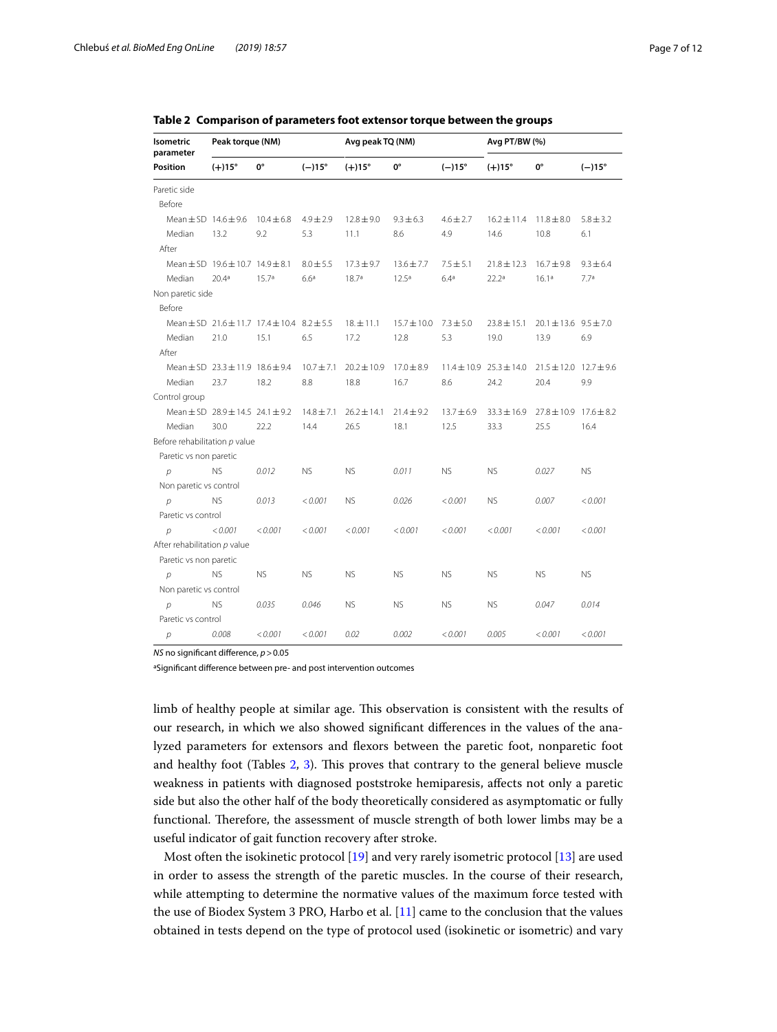**Table 2 Comparison of parameters foot extensor torque between the groups**

| Isometric parameter | Peak torque (NM) | | | Avg peak TQ (NM) | | | Avg PT/BW (%) | | |
|---|---|---|---|---|---|---|---|---|---|
| Position | (+)15° | 0° | (−)15° | (+)15° | 0° | (−)15° | (+)15° | 0° | (−)15° |
| Paretic side | | | | | | | | | |
| Before | | | | | | | | | |
| Mean ± SD | 14.6 ± 9.6 | 10.4 ± 6.8 | 4.9 ± 2.9 | 12.8 ± 9.0 | 9.3 ± 6.3 | 4.6 ± 2.7 | 16.2 ± 11.4 | 11.8 ± 8.0 | 5.8 ± 3.2 |
| Median | 13.2 | 9.2 | 5.3 | 11.1 | 8.6 | 4.9 | 14.6 | 10.8 | 6.1 |
| After | | | | | | | | | |
| Mean ± SD | 19.6 ± 10.7 | 14.9 ± 8.1 | 8.0 ± 5.5 | 17.3 ± 9.7 | 13.6 ± 7.7 | 7.5 ± 5.1 | 21.8 ± 12.3 | 16.7 ± 9.8 | 9.3 ± 6.4 |
| Median | 20.4[a] | 15.7[a] | 6.6[a] | 18.7[a] | 12.5[a] | 6.4[a] | 22.2[a] | 16.1[a] | 7.7[a] |
| Non paretic side | | | | | | | | | |
| Before | | | | | | | | | |
| Mean ± SD | 21.6 ± 11.7 | 17.4 ± 10.4 | 8.2 ± 5.5 | 18. ± 11.1 | 15.7 ± 10.0 | 7.3 ± 5.0 | 23.8 ± 15.1 | 20.1 ± 13.6 | 9.5 ± 7.0 |
| Median | 21.0 | 15.1 | 6.5 | 17.2 | 12.8 | 5.3 | 19.0 | 13.9 | 6.9 |
| After | | | | | | | | | |
| Mean ± SD | 23.3 ± 11.9 | 18.6 ± 9.4 | 10.7 ± 7.1 | 20.2 ± 10.9 | 17.0 ± 8.9 | 11.4 ± 10.9 | 25.3 ± 14.0 | 21.5 ± 12.0 | 12.7 ± 9.6 |
| Median | 23.7 | 18.2 | 8.8 | 18.8 | 16.7 | 8.6 | 24.2 | 20.4 | 9.9 |
| Control group | | | | | | | | | |
| Mean ± SD | 28.9 ± 14.5 | 24.1 ± 9.2 | 14.8 ± 7.1 | 26.2 ± 14.1 | 21.4 ± 9.2 | 13.7 ± 6.9 | 33.3 ± 16.9 | 27.8 ± 10.9 | 17.6 ± 8.2 |
| Median | 30.0 | 22.2 | 14.4 | 26.5 | 18.1 | 12.5 | 33.3 | 25.5 | 16.4 |
| Before rehabilitation *p* value | | | | | | | | | |
| Paretic vs non paretic | | | | | | | | | |
| *p* | NS | *0.012* | NS | NS | *0.011* | NS | NS | *0.027* | NS |
| Non paretic vs control | | | | | | | | | |
| *p* | NS | *0.013* | *< 0.001* | NS | *0.026* | *< 0.001* | NS | *0.007* | *< 0.001* |
| Paretic vs control | | | | | | | | | |
| *p* | *< 0.001* | *< 0.001* | *< 0.001* | *< 0.001* | *< 0.001* | *< 0.001* | *< 0.001* | *< 0.001* | *< 0.001* |
| After rehabilitation *p* value | | | | | | | | | |
| Paretic vs non paretic | | | | | | | | | |
| *p* | NS | NS | NS | NS | NS | NS | NS | NS | NS |
| Non paretic vs control | | | | | | | | | |
| *p* | NS | *0.035* | *0.046* | NS | NS | NS | NS | *0.047* | *0.014* |
| Paretic vs control | | | | | | | | | |
| *p* | *0.008* | *< 0.001* | *< 0.001* | *0.02* | *0.002* | *< 0.001* | *0.005* | *< 0.001* | *< 0.001* |

*NS* no significant difference, $p > 0.05$

[a] Significant difference between pre- and post intervention outcomes

limb of healthy people at similar age. This observation is consistent with the results of our research, in which we also showed significant differences in the values of the analyzed parameters for extensors and flexors between the paretic foot, nonparetic foot and healthy foot (Tables 2, 3). This proves that contrary to the general believe muscle weakness in patients with diagnosed poststroke hemiparesis, affects not only a paretic side but also the other half of the body theoretically considered as asymptomatic or fully functional. Therefore, the assessment of muscle strength of both lower limbs may be a useful indicator of gait function recovery after stroke.

Most often the isokinetic protocol [19] and very rarely isometric protocol [13] are used in order to assess the strength of the paretic muscles. In the course of their research, while attempting to determine the normative values of the maximum force tested with the use of Biodex System 3 PRO, Harbo et al. [11] came to the conclusion that the values obtained in tests depend on the type of protocol used (isokinetic or isometric) and vary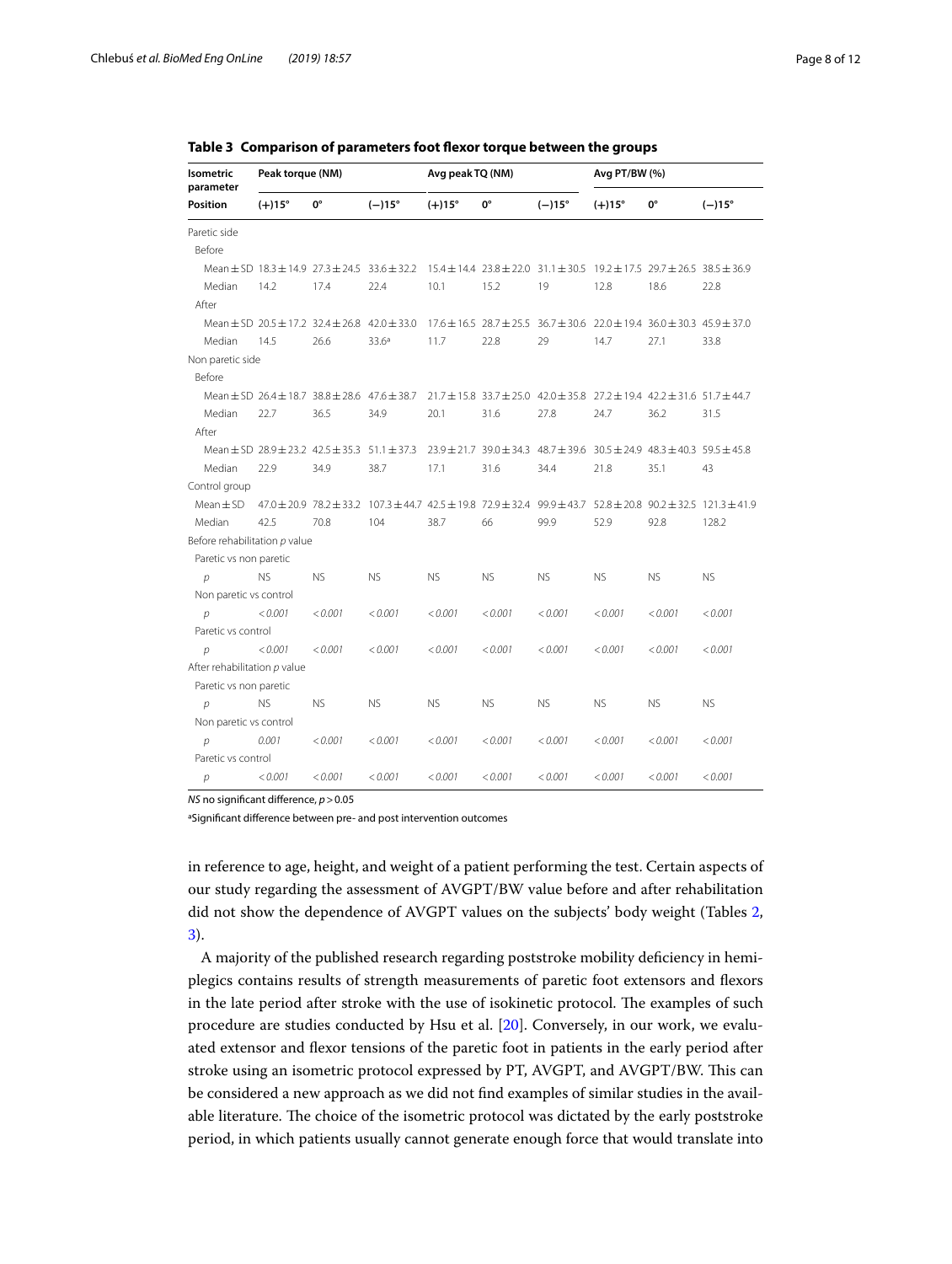**Table 3 Comparison of parameters foot flexor torque between the groups**

| Isometric parameter | Peak torque (NM) | | | Avg peak TQ (NM) | | | Avg PT/BW (%) | | |
|---|---|---|---|---|---|---|---|---|---|
| Position | (+)15° | 0° | (−)15° | (+)15° | 0° | (−)15° | (+)15° | 0° | (−)15° |
| Paretic side | | | | | | | | | |
| Before | | | | | | | | | |
| Mean ± SD | 18.3 ± 14.9 | 27.3 ± 24.5 | 33.6 ± 32.2 | 15.4 ± 14.4 | 23.8 ± 22.0 | 31.1 ± 30.5 | 19.2 ± 17.5 | 29.7 ± 26.5 | 38.5 ± 36.9 |
| Median | 14.2 | 17.4 | 22.4 | 10.1 | 15.2 | 19 | 12.8 | 18.6 | 22.8 |
| After | | | | | | | | | |
| Mean ± SD | 20.5 ± 17.2 | 32.4 ± 26.8 | 42.0 ± 33.0 | 17.6 ± 16.5 | 28.7 ± 25.5 | 36.7 ± 30.6 | 22.0 ± 19.4 | 36.0 ± 30.3 | 45.9 ± 37.0 |
| Median | 14.5 | 26.6 | 33.6[a] | 11.7 | 22.8 | 29 | 14.7 | 27.1 | 33.8 |
| Non paretic side | | | | | | | | | |
| Before | | | | | | | | | |
| Mean ± SD | 26.4 ± 18.7 | 38.8 ± 28.6 | 47.6 ± 38.7 | 21.7 ± 15.8 | 33.7 ± 25.0 | 42.0 ± 35.8 | 27.2 ± 19.4 | 42.2 ± 31.6 | 51.7 ± 44.7 |
| Median | 22.7 | 36.5 | 34.9 | 20.1 | 31.6 | 27.8 | 24.7 | 36.2 | 31.5 |
| After | | | | | | | | | |
| Mean ± SD | 28.9 ± 23.2 | 42.5 ± 35.3 | 51.1 ± 37.3 | 23.9 ± 21.7 | 39.0 ± 34.3 | 48.7 ± 39.6 | 30.5 ± 24.9 | 48.3 ± 40.3 | 59.5 ± 45.8 |
| Median | 22.9 | 34.9 | 38.7 | 17.1 | 31.6 | 34.4 | 21.8 | 35.1 | 43 |
| Control group | | | | | | | | | |
| Mean ± SD | 47.0 ± 20.9 | 78.2 ± 33.2 | 107.3 ± 44.7 | 42.5 ± 19.8 | 72.9 ± 32.4 | 99.9 ± 43.7 | 52.8 ± 20.8 | 90.2 ± 32.5 | 121.3 ± 41.9 |
| Median | 42.5 | 70.8 | 104 | 38.7 | 66 | 99.9 | 52.9 | 92.8 | 128.2 |
| Before rehabilitation *p* value | | | | | | | | | |
| Paretic vs non paretic | | | | | | | | | |
| *p* | NS | NS | NS | NS | NS | NS | NS | NS | NS |
| Non paretic vs control | | | | | | | | | |
| *p* | < 0.001 | < 0.001 | < 0.001 | < 0.001 | < 0.001 | < 0.001 | < 0.001 | < 0.001 | < 0.001 |
| Paretic vs control | | | | | | | | | |
| *p* | < 0.001 | < 0.001 | < 0.001 | < 0.001 | < 0.001 | < 0.001 | < 0.001 | < 0.001 | < 0.001 |
| After rehabilitation *p* value | | | | | | | | | |
| Paretic vs non paretic | | | | | | | | | |
| *p* | NS | NS | NS | NS | NS | NS | NS | NS | NS |
| Non paretic vs control | | | | | | | | | |
| *p* | 0.001 | < 0.001 | < 0.001 | < 0.001 | < 0.001 | < 0.001 | < 0.001 | < 0.001 | < 0.001 |
| Paretic vs control | | | | | | | | | |
| *p* | < 0.001 | < 0.001 | < 0.001 | < 0.001 | < 0.001 | < 0.001 | < 0.001 | < 0.001 | < 0.001 |

*NS* no significant difference, $p > 0.05$

[a] Significant difference between pre- and post intervention outcomes

in reference to age, height, and weight of a patient performing the test. Certain aspects of our study regarding the assessment of AVGPT/BW value before and after rehabilitation did not show the dependence of AVGPT values on the subjects' body weight (Tables 2, 3).

A majority of the published research regarding poststroke mobility deficiency in hemiplegics contains results of strength measurements of paretic foot extensors and flexors in the late period after stroke with the use of isokinetic protocol. The examples of such procedure are studies conducted by Hsu et al. [20]. Conversely, in our work, we evaluated extensor and flexor tensions of the paretic foot in patients in the early period after stroke using an isometric protocol expressed by PT, AVGPT, and AVGPT/BW. This can be considered a new approach as we did not find examples of similar studies in the available literature. The choice of the isometric protocol was dictated by the early poststroke period, in which patients usually cannot generate enough force that would translate into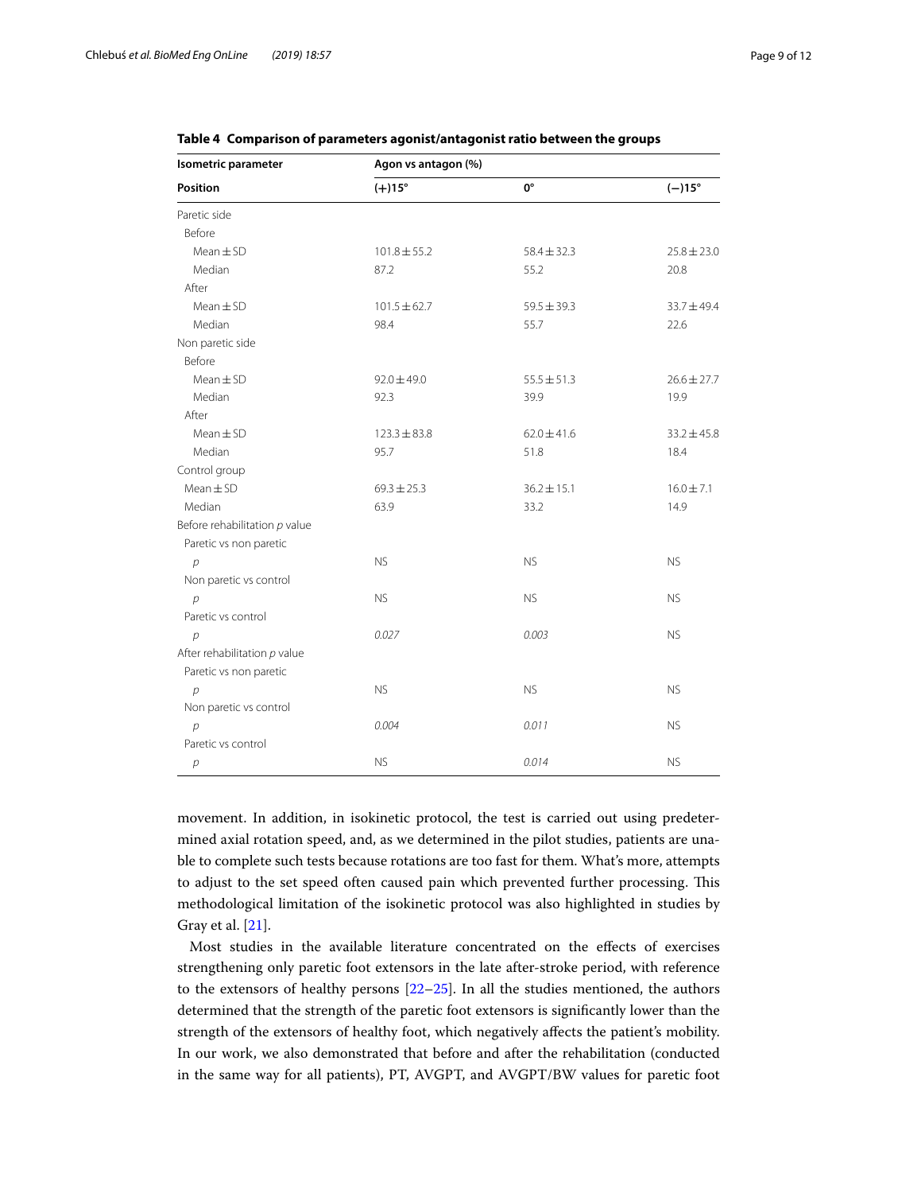**Table 4 Comparison of parameters agonist/antagonist ratio between the groups**

| Isometric parameter | Agon vs antagon (%) | | |
|---|---|---|---|
| Position | (+)15° | 0° | (−)15° |
| Paretic side | | | |
| Before | | | |
| Mean ± SD | 101.8 ± 55.2 | 58.4 ± 32.3 | 25.8 ± 23.0 |
| Median | 87.2 | 55.2 | 20.8 |
| After | | | |
| Mean ± SD | 101.5 ± 62.7 | 59.5 ± 39.3 | 33.7 ± 49.4 |
| Median | 98.4 | 55.7 | 22.6 |
| Non paretic side | | | |
| Before | | | |
| Mean ± SD | 92.0 ± 49.0 | 55.5 ± 51.3 | 26.6 ± 27.7 |
| Median | 92.3 | 39.9 | 19.9 |
| After | | | |
| Mean ± SD | 123.3 ± 83.8 | 62.0 ± 41.6 | 33.2 ± 45.8 |
| Median | 95.7 | 51.8 | 18.4 |
| Control group | | | |
| Mean ± SD | 69.3 ± 25.3 | 36.2 ± 15.1 | 16.0 ± 7.1 |
| Median | 63.9 | 33.2 | 14.9 |
| Before rehabilitation *p* value | | | |
| Paretic vs non paretic | | | |
| *p* | NS | NS | NS |
| Non paretic vs control | | | |
| *p* | NS | NS | NS |
| Paretic vs control | | | |
| *p* | *0.027* | *0.003* | NS |
| After rehabilitation *p* value | | | |
| Paretic vs non paretic | | | |
| *p* | NS | NS | NS |
| Non paretic vs control | | | |
| *p* | *0.004* | *0.011* | NS |
| Paretic vs control | | | |
| *p* | NS | *0.014* | NS |

movement. In addition, in isokinetic protocol, the test is carried out using predetermined axial rotation speed, and, as we determined in the pilot studies, patients are unable to complete such tests because rotations are too fast for them. What's more, attempts to adjust to the set speed often caused pain which prevented further processing. This methodological limitation of the isokinetic protocol was also highlighted in studies by Gray et al. [21].

Most studies in the available literature concentrated on the effects of exercises strengthening only paretic foot extensors in the late after-stroke period, with reference to the extensors of healthy persons [22–25]. In all the studies mentioned, the authors determined that the strength of the paretic foot extensors is significantly lower than the strength of the extensors of healthy foot, which negatively affects the patient's mobility. In our work, we also demonstrated that before and after the rehabilitation (conducted in the same way for all patients), PT, AVGPT, and AVGPT/BW values for paretic foot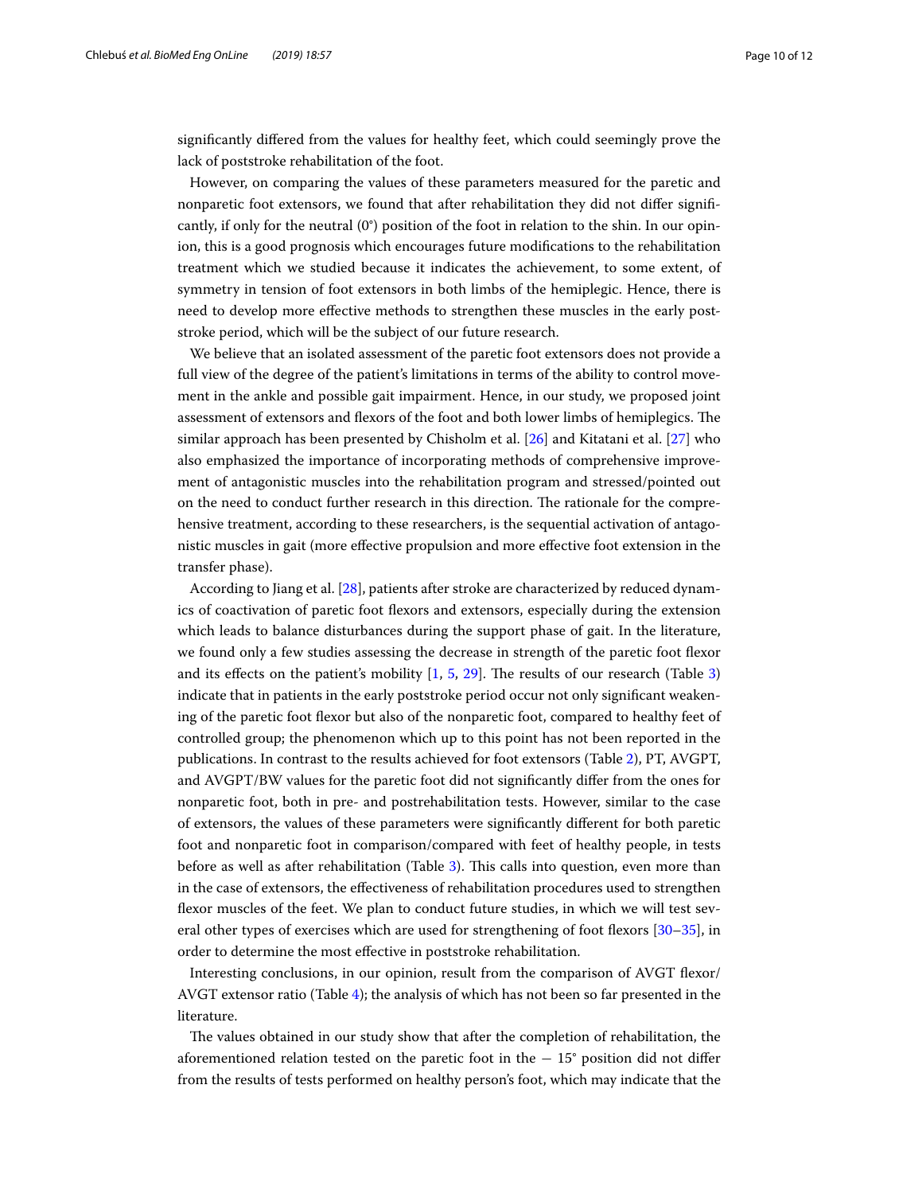significantly differed from the values for healthy feet, which could seemingly prove the lack of poststroke rehabilitation of the foot.

However, on comparing the values of these parameters measured for the paretic and nonparetic foot extensors, we found that after rehabilitation they did not differ significantly, if only for the neutral (0°) position of the foot in relation to the shin. In our opinion, this is a good prognosis which encourages future modifications to the rehabilitation treatment which we studied because it indicates the achievement, to some extent, of symmetry in tension of foot extensors in both limbs of the hemiplegic. Hence, there is need to develop more effective methods to strengthen these muscles in the early poststroke period, which will be the subject of our future research.

We believe that an isolated assessment of the paretic foot extensors does not provide a full view of the degree of the patient's limitations in terms of the ability to control movement in the ankle and possible gait impairment. Hence, in our study, we proposed joint assessment of extensors and flexors of the foot and both lower limbs of hemiplegics. The similar approach has been presented by Chisholm et al. [26] and Kitatani et al. [27] who also emphasized the importance of incorporating methods of comprehensive improvement of antagonistic muscles into the rehabilitation program and stressed/pointed out on the need to conduct further research in this direction. The rationale for the comprehensive treatment, according to these researchers, is the sequential activation of antagonistic muscles in gait (more effective propulsion and more effective foot extension in the transfer phase).

According to Jiang et al. [28], patients after stroke are characterized by reduced dynamics of coactivation of paretic foot flexors and extensors, especially during the extension which leads to balance disturbances during the support phase of gait. In the literature, we found only a few studies assessing the decrease in strength of the paretic foot flexor and its effects on the patient's mobility [1, 5, 29]. The results of our research (Table 3) indicate that in patients in the early poststroke period occur not only significant weakening of the paretic foot flexor but also of the nonparetic foot, compared to healthy feet of controlled group; the phenomenon which up to this point has not been reported in the publications. In contrast to the results achieved for foot extensors (Table 2), PT, AVGPT, and AVGPT/BW values for the paretic foot did not significantly differ from the ones for nonparetic foot, both in pre- and postrehabilitation tests. However, similar to the case of extensors, the values of these parameters were significantly different for both paretic foot and nonparetic foot in comparison/compared with feet of healthy people, in tests before as well as after rehabilitation (Table 3). This calls into question, even more than in the case of extensors, the effectiveness of rehabilitation procedures used to strengthen flexor muscles of the feet. We plan to conduct future studies, in which we will test several other types of exercises which are used for strengthening of foot flexors [30–35], in order to determine the most effective in poststroke rehabilitation.

Interesting conclusions, in our opinion, result from the comparison of AVGT flexor/AVGT extensor ratio (Table 4); the analysis of which has not been so far presented in the literature.

The values obtained in our study show that after the completion of rehabilitation, the aforementioned relation tested on the paretic foot in the $-15°$ position did not differ from the results of tests performed on healthy person's foot, which may indicate that the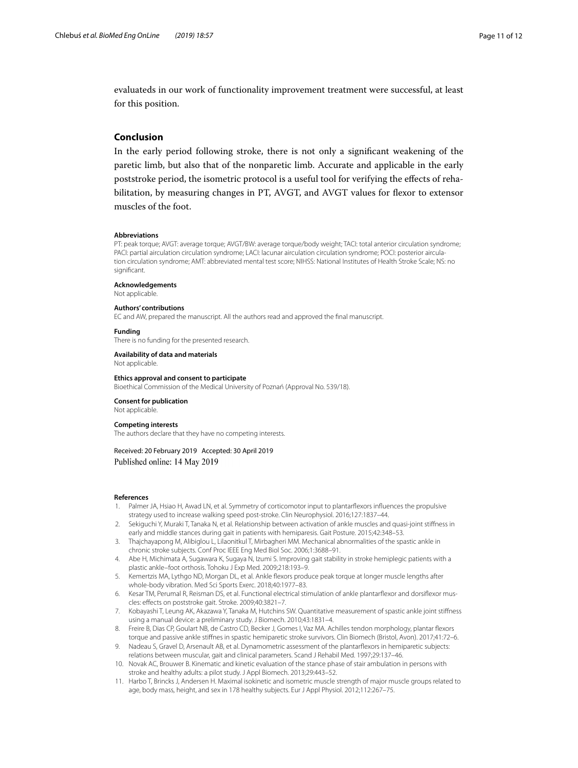evaluateds in our work of functionality improvement treatment were successful, at least for this position.

## Conclusion

In the early period following stroke, there is not only a significant weakening of the paretic limb, but also that of the nonparetic limb. Accurate and applicable in the early poststroke period, the isometric protocol is a useful tool for verifying the effects of rehabilitation, by measuring changes in PT, AVGT, and AVGT values for flexor to extensor muscles of the foot.

#### Abbreviations

PT: peak torque; AVGT: average torque; AVGT/BW: average torque/body weight; TACI: total anterior circulation syndrome; PACI: partial airculation circulation syndrome; LACI: lacunar airculation circulation syndrome; POCI: posterior airculation circulation syndrome; AMT: abbreviated mental test score; NIHSS: National Institutes of Health Stroke Scale; NS: no significant.

#### Acknowledgements

Not applicable.

#### Authors' contributions

EC and AW, prepared the manuscript. All the authors read and approved the final manuscript.

#### Funding

There is no funding for the presented research.

#### Availability of data and materials

Not applicable.

#### Ethics approval and consent to participate

Bioethical Commission of the Medical University of Poznań (Approval No. 539/18).

#### Consent for publication

Not applicable.

#### Competing interests

The authors declare that they have no competing interests.

Received: 20 February 2019 Accepted: 30 April 2019
Published online: 14 May 2019

#### References

1. Palmer JA, Hsiao H, Awad LN, et al. Symmetry of corticomotor input to plantarflexors influences the propulsive strategy used to increase walking speed post-stroke. Clin Neurophysiol. 2016;127:1837–44.
2. Sekiguchi Y, Muraki T, Tanaka N, et al. Relationship between activation of ankle muscles and quasi-joint stiffness in early and middle stances during gait in patients with hemiparesis. Gait Posture. 2015;42:348–53.
3. Thajchayapong M, Alibiglou L, Lilaonitkul T, Mirbagheri MM. Mechanical abnormalities of the spastic ankle in chronic stroke subjects. Conf Proc IEEE Eng Med Biol Soc. 2006;1:3688–91.
4. Abe H, Michimata A, Sugawara K, Sugaya N, Izumi S. Improving gait stability in stroke hemiplegic patients with a plastic ankle–foot orthosis. Tohoku J Exp Med. 2009;218:193–9.
5. Kemertzis MA, Lythgo ND, Morgan DL, et al. Ankle flexors produce peak torque at longer muscle lengths after whole-body vibration. Med Sci Sports Exerc. 2018;40:1977–83.
6. Kesar TM, Perumal R, Reisman DS, et al. Functional electrical stimulation of ankle plantarflexor and dorsiflexor muscles: effects on poststroke gait. Stroke. 2009;40:3821–7.
7. Kobayashi T, Leung AK, Akazawa Y, Tanaka M, Hutchins SW. Quantitative measurement of spastic ankle joint stiffness using a manual device: a preliminary study. J Biomech. 2010;43:1831–4.
8. Freire B, Dias CP, Goulart NB, de Castro CD, Becker J, Gomes I, Vaz MA. Achilles tendon morphology, plantar flexors torque and passive ankle stiffnes in spastic hemiparetic stroke survivors. Clin Biomech (Bristol, Avon). 2017;41:72–6.
9. Nadeau S, Gravel D, Arsenault AB, et al. Dynamometric assessment of the plantarflexors in hemiparetic subjects: relations between muscular, gait and clinical parameters. Scand J Rehabil Med. 1997;29:137–46.
10. Novak AC, Brouwer B. Kinematic and kinetic evaluation of the stance phase of stair ambulation in persons with stroke and healthy adults: a pilot study. J Appl Biomech. 2013;29:443–52.
11. Harbo T, Brincks J, Andersen H. Maximal isokinetic and isometric muscle strength of major muscle groups related to age, body mass, height, and sex in 178 healthy subjects. Eur J Appl Physiol. 2012;112:267–75.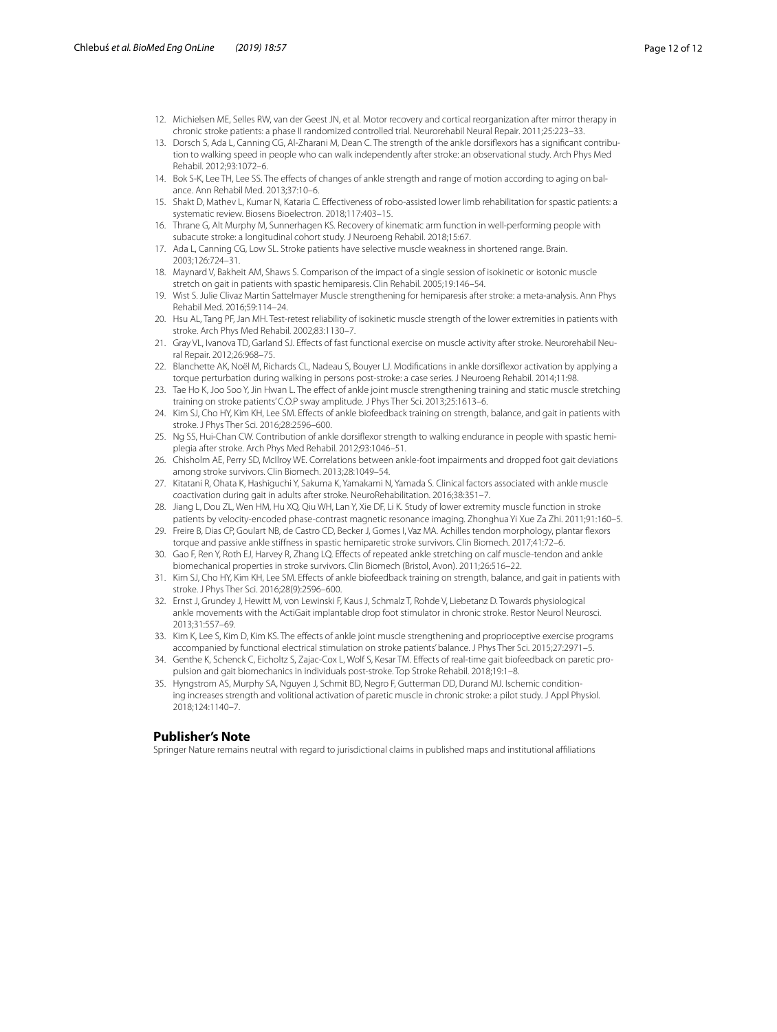12. Michielsen ME, Selles RW, van der Geest JN, et al. Motor recovery and cortical reorganization after mirror therapy in chronic stroke patients: a phase II randomized controlled trial. Neurorehabil Neural Repair. 2011;25:223–33.
13. Dorsch S, Ada L, Canning CG, Al-Zharani M, Dean C. The strength of the ankle dorsiflexors has a significant contribution to walking speed in people who can walk independently after stroke: an observational study. Arch Phys Med Rehabil. 2012;93:1072–6.
14. Bok S-K, Lee TH, Lee SS. The effects of changes of ankle strength and range of motion according to aging on balance. Ann Rehabil Med. 2013;37:10–6.
15. Shakt D, Mathev L, Kumar N, Kataria C. Effectiveness of robo-assisted lower limb rehabilitation for spastic patients: a systematic review. Biosens Bioelectron. 2018;117:403–15.
16. Thrane G, Alt Murphy M, Sunnerhagen KS. Recovery of kinematic arm function in well-performing people with subacute stroke: a longitudinal cohort study. J Neuroeng Rehabil. 2018;15:67.
17. Ada L, Canning CG, Low SL. Stroke patients have selective muscle weakness in shortened range. Brain. 2003;126:724–31.
18. Maynard V, Bakheit AM, Shaws S. Comparison of the impact of a single session of isokinetic or isotonic muscle stretch on gait in patients with spastic hemiparesis. Clin Rehabil. 2005;19:146–54.
19. Wist S. Julie Clivaz Martin Sattelmayer Muscle strengthening for hemiparesis after stroke: a meta-analysis. Ann Phys Rehabil Med. 2016;59:114–24.
20. Hsu AL, Tang PF, Jan MH. Test-retest reliability of isokinetic muscle strength of the lower extremities in patients with stroke. Arch Phys Med Rehabil. 2002;83:1130–7.
21. Gray VL, Ivanova TD, Garland SJ. Effects of fast functional exercise on muscle activity after stroke. Neurorehabil Neural Repair. 2012;26:968–75.
22. Blanchette AK, Noël M, Richards CL, Nadeau S, Bouyer LJ. Modifications in ankle dorsiflexor activation by applying a torque perturbation during walking in persons post-stroke: a case series. J Neuroeng Rehabil. 2014;11:98.
23. Tae Ho K, Joo Soo Y, Jin Hwan L. The effect of ankle joint muscle strengthening training and static muscle stretching training on stroke patients' C.O.P sway amplitude. J Phys Ther Sci. 2013;25:1613–6.
24. Kim SJ, Cho HY, Kim KH, Lee SM. Effects of ankle biofeedback training on strength, balance, and gait in patients with stroke. J Phys Ther Sci. 2016;28:2596–600.
25. Ng SS, Hui-Chan CW. Contribution of ankle dorsiflexor strength to walking endurance in people with spastic hemiplegia after stroke. Arch Phys Med Rehabil. 2012;93:1046–51.
26. Chisholm AE, Perry SD, McIlroy WE. Correlations between ankle-foot impairments and dropped foot gait deviations among stroke survivors. Clin Biomech. 2013;28:1049–54.
27. Kitatani R, Ohata K, Hashiguchi Y, Sakuma K, Yamakami N, Yamada S. Clinical factors associated with ankle muscle coactivation during gait in adults after stroke. NeuroRehabilitation. 2016;38:351–7.
28. Jiang L, Dou ZL, Wen HM, Hu XQ, Qiu WH, Lan Y, Xie DF, Li K. Study of lower extremity muscle function in stroke patients by velocity-encoded phase-contrast magnetic resonance imaging. Zhonghua Yi Xue Za Zhi. 2011;91:160–5.
29. Freire B, Dias CP, Goulart NB, de Castro CD, Becker J, Gomes I, Vaz MA. Achilles tendon morphology, plantar flexors torque and passive ankle stiffness in spastic hemiparetic stroke survivors. Clin Biomech. 2017;41:72–6.
30. Gao F, Ren Y, Roth EJ, Harvey R, Zhang LQ. Effects of repeated ankle stretching on calf muscle-tendon and ankle biomechanical properties in stroke survivors. Clin Biomech (Bristol, Avon). 2011;26:516–22.
31. Kim SJ, Cho HY, Kim KH, Lee SM. Effects of ankle biofeedback training on strength, balance, and gait in patients with stroke. J Phys Ther Sci. 2016;28(9):2596–600.
32. Ernst J, Grundey J, Hewitt M, von Lewinski F, Kaus J, Schmalz T, Rohde V, Liebetanz D. Towards physiological ankle movements with the ActiGait implantable drop foot stimulator in chronic stroke. Restor Neurol Neurosci. 2013;31:557–69.
33. Kim K, Lee S, Kim D, Kim KS. The effects of ankle joint muscle strengthening and proprioceptive exercise programs accompanied by functional electrical stimulation on stroke patients' balance. J Phys Ther Sci. 2015;27:2971–5.
34. Genthe K, Schenck C, Eicholtz S, Zajac-Cox L, Wolf S, Kesar TM. Effects of real-time gait biofeedback on paretic propulsion and gait biomechanics in individuals post-stroke. Top Stroke Rehabil. 2018;19:1–8.
35. Hyngstrom AS, Murphy SA, Nguyen J, Schmit BD, Negro F, Gutterman DD, Durand MJ. Ischemic conditioning increases strength and volitional activation of paretic muscle in chronic stroke: a pilot study. J Appl Physiol. 2018;124:1140–7.

## Publisher's Note

Springer Nature remains neutral with regard to jurisdictional claims in published maps and institutional affiliations